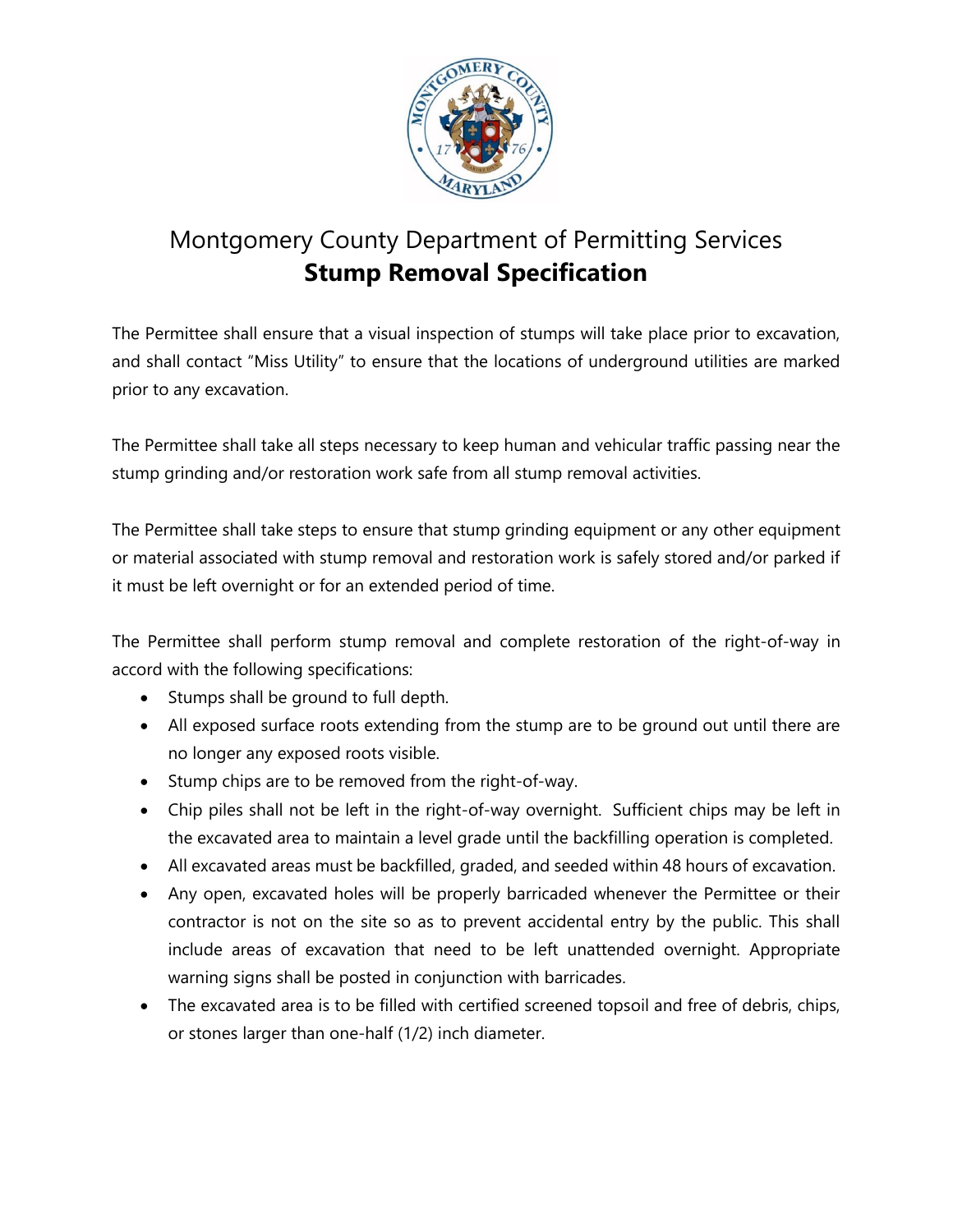Montgomery County Department of Permitting Services

# Stump Removal Specification

The Permittee shall ensure that a visual inspection of stumps will take place prior to excavation, and shall contact "Miss Utility" to ensure that the locations of underground utilities are marked prior to any excavation.

The Permittee shall take all steps necessary to keep human and vehicular traffic passing near the stump grinding and/or restoration work safe from all stump removal activities.

The Permittee shall take steps to ensure that stump grinding equipment or any other equipment or material associated with stump removal and restoration work is safely stored and/or parked if it must be left overnight or for an extended period of time.

The Permittee shall perform stump removal and complete restoration of the right-of-way in accord with the following specifications:

- Stumps shall be ground to full depth.
- All exposed surface roots extending from the stump are to be ground out until there are no longer any exposed roots visible.
- Stump chips are to be removed from the right-of-way.
- Chip piles shall not be left in the right-of-way overnight. Sufficient chips may be left in the excavated area to maintain a level grade until the backfilling operation is completed.
- All excavated areas must be backfilled, graded, and seeded within 48 hours of excavation.
- Any open, excavated holes will be properly barricaded whenever the Permittee or their contractor is not on the site so as to prevent accidental entry by the public. This shall include areas of excavation that need to be left unattended overnight. Appropriate warning signs shall be posted in conjunction with barricades.
- The excavated area is to be filled with certified screened topsoil and free of debris, chips, or stones larger than one-half (1/2) inch diameter.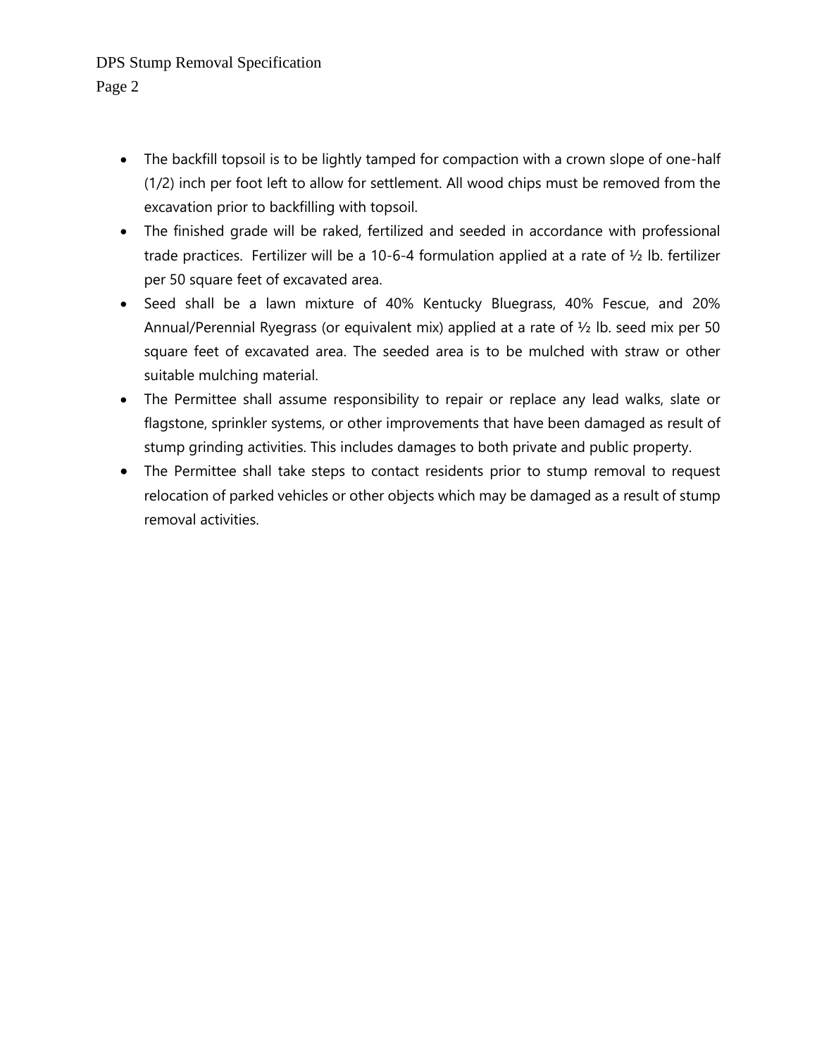- The backfill topsoil is to be lightly tamped for compaction with a crown slope of one-half (1/2) inch per foot left to allow for settlement. All wood chips must be removed from the excavation prior to backfilling with topsoil.
- The finished grade will be raked, fertilized and seeded in accordance with professional trade practices. Fertilizer will be a 10-6-4 formulation applied at a rate of ½ lb. fertilizer per 50 square feet of excavated area.
- Seed shall be a lawn mixture of 40% Kentucky Bluegrass, 40% Fescue, and 20% Annual/Perennial Ryegrass (or equivalent mix) applied at a rate of ½ lb. seed mix per 50 square feet of excavated area. The seeded area is to be mulched with straw or other suitable mulching material.
- The Permittee shall assume responsibility to repair or replace any lead walks, slate or flagstone, sprinkler systems, or other improvements that have been damaged as result of stump grinding activities. This includes damages to both private and public property.
- The Permittee shall take steps to contact residents prior to stump removal to request relocation of parked vehicles or other objects which may be damaged as a result of stump removal activities.